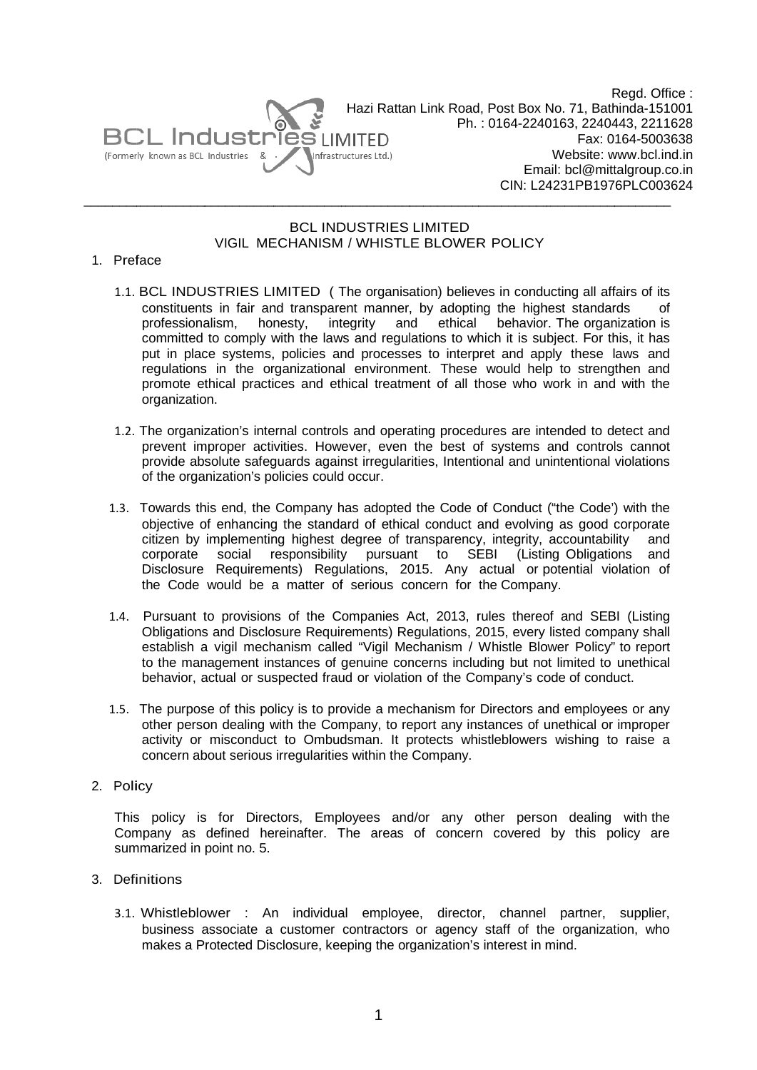BCL Industries LIMITED
(Formerly known as BCL Industries & Infrastructures Ltd.)

Regd. Office :
Hazi Rattan Link Road, Post Box No. 71, Bathinda-151001
Ph. : 0164-2240163, 2240443, 2211628
Fax: 0164-5003638
Website: www.bcl.ind.in
Email: bcl@mittalgroup.co.in
CIN: L24231PB1976PLC003624

# BCL INDUSTRIES LIMITED
# VIGIL MECHANISM / WHISTLE BLOWER POLICY

## 1. Preface

1.1. BCL INDUSTRIES LIMITED ( The organisation) believes in conducting all affairs of its constituents in fair and transparent manner, by adopting the highest standards of professionalism, honesty, integrity and ethical behavior. The organization is committed to comply with the laws and regulations to which it is subject. For this, it has put in place systems, policies and processes to interpret and apply these laws and regulations in the organizational environment. These would help to strengthen and promote ethical practices and ethical treatment of all those who work in and with the organization.

1.2. The organization's internal controls and operating procedures are intended to detect and prevent improper activities. However, even the best of systems and controls cannot provide absolute safeguards against irregularities, Intentional and unintentional violations of the organization's policies could occur.

1.3. Towards this end, the Company has adopted the Code of Conduct ("the Code') with the objective of enhancing the standard of ethical conduct and evolving as good corporate citizen by implementing highest degree of transparency, integrity, accountability and corporate social responsibility pursuant to SEBI (Listing Obligations and Disclosure Requirements) Regulations, 2015. Any actual or potential violation of the Code would be a matter of serious concern for the Company.

1.4. Pursuant to provisions of the Companies Act, 2013, rules thereof and SEBI (Listing Obligations and Disclosure Requirements) Regulations, 2015, every listed company shall establish a vigil mechanism called "Vigil Mechanism / Whistle Blower Policy" to report to the management instances of genuine concerns including but not limited to unethical behavior, actual or suspected fraud or violation of the Company's code of conduct.

1.5. The purpose of this policy is to provide a mechanism for Directors and employees or any other person dealing with the Company, to report any instances of unethical or improper activity or misconduct to Ombudsman. It protects whistleblowers wishing to raise a concern about serious irregularities within the Company.

## 2. Policy

This policy is for Directors, Employees and/or any other person dealing with the Company as defined hereinafter. The areas of concern covered by this policy are summarized in point no. 5.

## 3. Definitions

3.1. Whistleblower : An individual employee, director, channel partner, supplier, business associate a customer contractors or agency staff of the organization, who makes a Protected Disclosure, keeping the organization's interest in mind.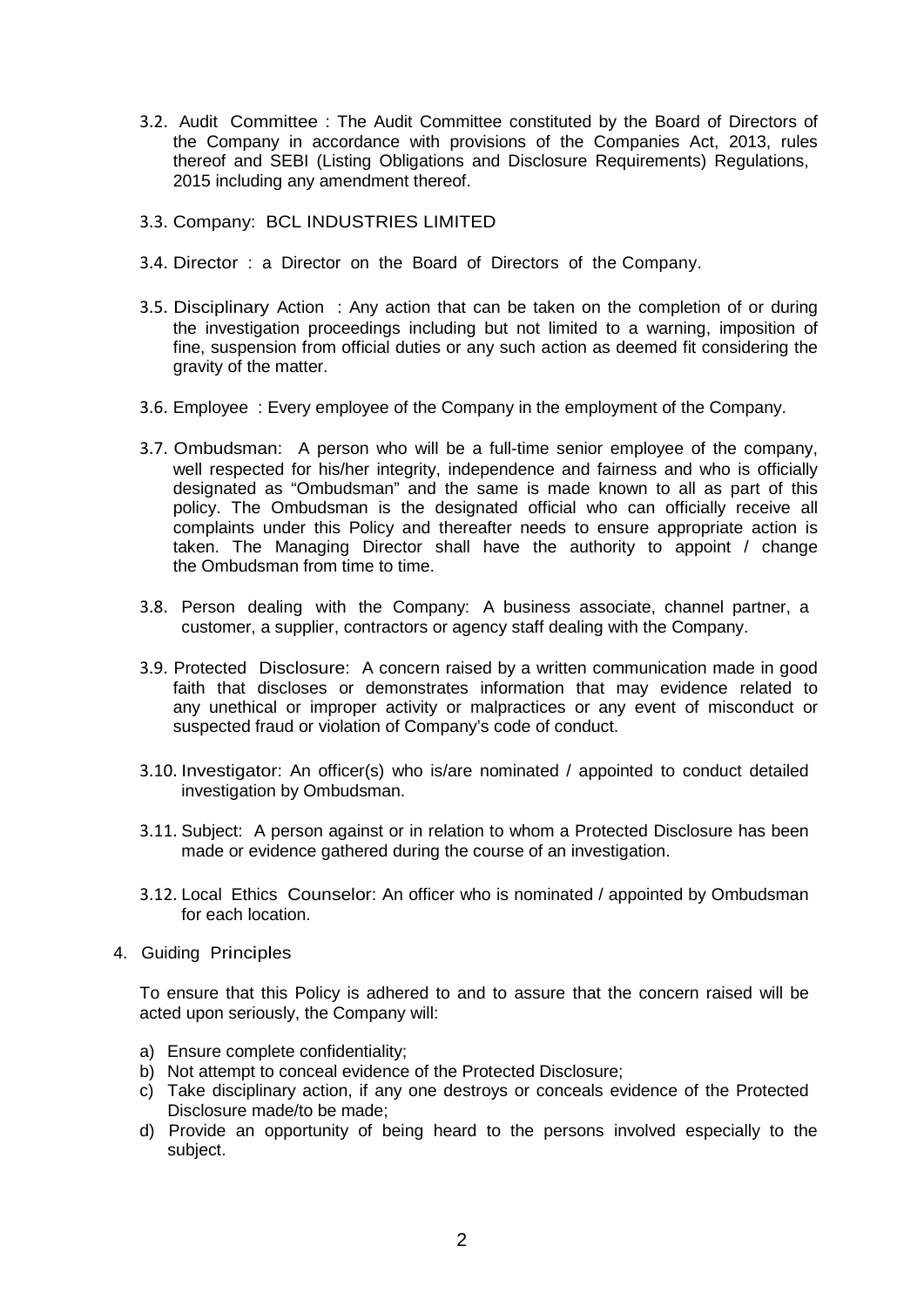3.2. Audit Committee : The Audit Committee constituted by the Board of Directors of the Company in accordance with provisions of the Companies Act, 2013, rules thereof and SEBI (Listing Obligations and Disclosure Requirements) Regulations, 2015 including any amendment thereof.

3.3. Company: BCL INDUSTRIES LIMITED

3.4. Director : a Director on the Board of Directors of the Company.

3.5. Disciplinary Action : Any action that can be taken on the completion of or during the investigation proceedings including but not limited to a warning, imposition of fine, suspension from official duties or any such action as deemed fit considering the gravity of the matter.

3.6. Employee : Every employee of the Company in the employment of the Company.

3.7. Ombudsman: A person who will be a full-time senior employee of the company, well respected for his/her integrity, independence and fairness and who is officially designated as "Ombudsman" and the same is made known to all as part of this policy. The Ombudsman is the designated official who can officially receive all complaints under this Policy and thereafter needs to ensure appropriate action is taken. The Managing Director shall have the authority to appoint / change the Ombudsman from time to time.

3.8. Person dealing with the Company: A business associate, channel partner, a customer, a supplier, contractors or agency staff dealing with the Company.

3.9. Protected Disclosure: A concern raised by a written communication made in good faith that discloses or demonstrates information that may evidence related to any unethical or improper activity or malpractices or any event of misconduct or suspected fraud or violation of Company's code of conduct.

3.10. Investigator: An officer(s) who is/are nominated / appointed to conduct detailed investigation by Ombudsman.

3.11. Subject: A person against or in relation to whom a Protected Disclosure has been made or evidence gathered during the course of an investigation.

3.12. Local Ethics Counselor: An officer who is nominated / appointed by Ombudsman for each location.

4. Guiding Principles

To ensure that this Policy is adhered to and to assure that the concern raised will be acted upon seriously, the Company will:

a) Ensure complete confidentiality;
b) Not attempt to conceal evidence of the Protected Disclosure;
c) Take disciplinary action, if any one destroys or conceals evidence of the Protected Disclosure made/to be made;
d) Provide an opportunity of being heard to the persons involved especially to the subject.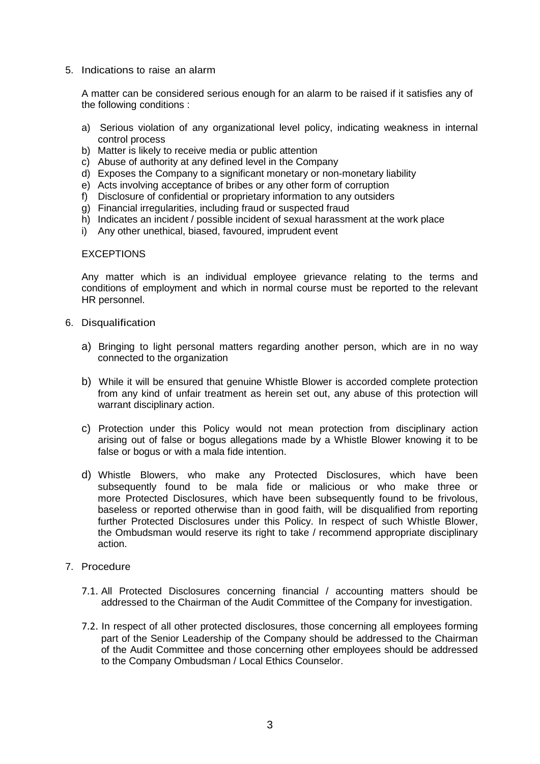## 5. Indications to raise an alarm

A matter can be considered serious enough for an alarm to be raised if it satisfies any of the following conditions :

a) Serious violation of any organizational level policy, indicating weakness in internal control process
b) Matter is likely to receive media or public attention
c) Abuse of authority at any defined level in the Company
d) Exposes the Company to a significant monetary or non-monetary liability
e) Acts involving acceptance of bribes or any other form of corruption
f) Disclosure of confidential or proprietary information to any outsiders
g) Financial irregularities, including fraud or suspected fraud
h) Indicates an incident / possible incident of sexual harassment at the work place
i) Any other unethical, biased, favoured, imprudent event

EXCEPTIONS

Any matter which is an individual employee grievance relating to the terms and conditions of employment and which in normal course must be reported to the relevant HR personnel.

## 6. Disqualification

a) Bringing to light personal matters regarding another person, which are in no way connected to the organization

b) While it will be ensured that genuine Whistle Blower is accorded complete protection from any kind of unfair treatment as herein set out, any abuse of this protection will warrant disciplinary action.

c) Protection under this Policy would not mean protection from disciplinary action arising out of false or bogus allegations made by a Whistle Blower knowing it to be false or bogus or with a mala fide intention.

d) Whistle Blowers, who make any Protected Disclosures, which have been subsequently found to be mala fide or malicious or who make three or more Protected Disclosures, which have been subsequently found to be frivolous, baseless or reported otherwise than in good faith, will be disqualified from reporting further Protected Disclosures under this Policy. In respect of such Whistle Blower, the Ombudsman would reserve its right to take / recommend appropriate disciplinary action.

## 7. Procedure

7.1. All Protected Disclosures concerning financial / accounting matters should be addressed to the Chairman of the Audit Committee of the Company for investigation.

7.2. In respect of all other protected disclosures, those concerning all employees forming part of the Senior Leadership of the Company should be addressed to the Chairman of the Audit Committee and those concerning other employees should be addressed to the Company Ombudsman / Local Ethics Counselor.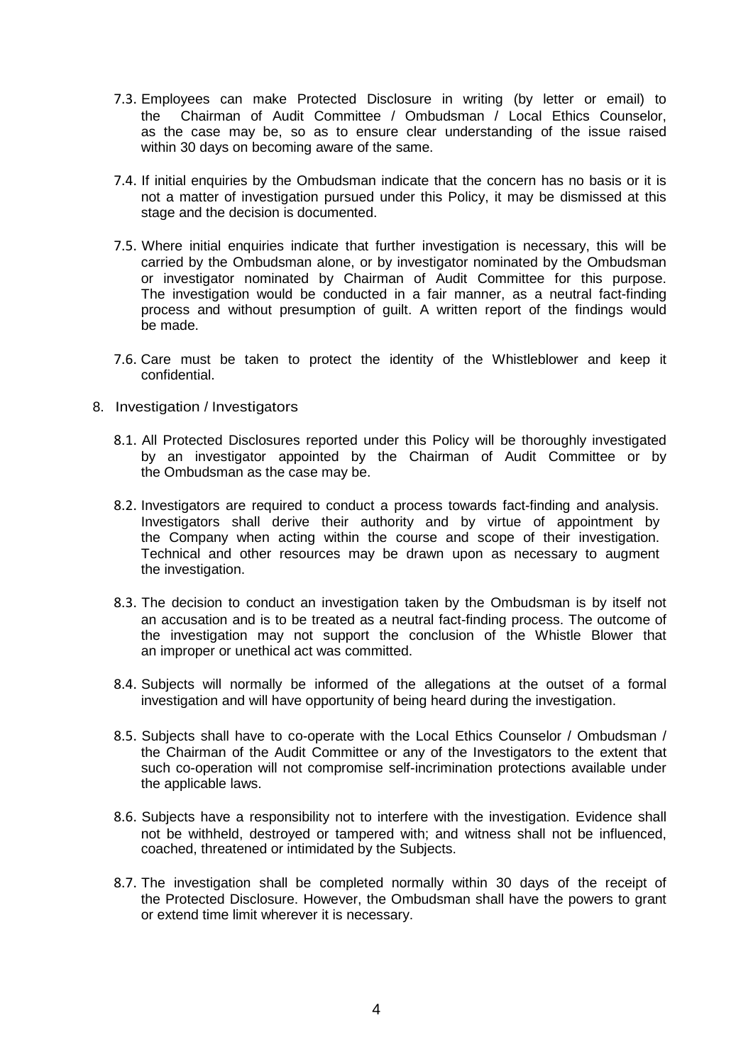7.3. Employees can make Protected Disclosure in writing (by letter or email) to the Chairman of Audit Committee / Ombudsman / Local Ethics Counselor, as the case may be, so as to ensure clear understanding of the issue raised within 30 days on becoming aware of the same.

7.4. If initial enquiries by the Ombudsman indicate that the concern has no basis or it is not a matter of investigation pursued under this Policy, it may be dismissed at this stage and the decision is documented.

7.5. Where initial enquiries indicate that further investigation is necessary, this will be carried by the Ombudsman alone, or by investigator nominated by the Ombudsman or investigator nominated by Chairman of Audit Committee for this purpose. The investigation would be conducted in a fair manner, as a neutral fact-finding process and without presumption of guilt. A written report of the findings would be made.

7.6. Care must be taken to protect the identity of the Whistleblower and keep it confidential.

## 8. Investigation / Investigators

8.1. All Protected Disclosures reported under this Policy will be thoroughly investigated by an investigator appointed by the Chairman of Audit Committee or by the Ombudsman as the case may be.

8.2. Investigators are required to conduct a process towards fact-finding and analysis. Investigators shall derive their authority and by virtue of appointment by the Company when acting within the course and scope of their investigation. Technical and other resources may be drawn upon as necessary to augment the investigation.

8.3. The decision to conduct an investigation taken by the Ombudsman is by itself not an accusation and is to be treated as a neutral fact-finding process. The outcome of the investigation may not support the conclusion of the Whistle Blower that an improper or unethical act was committed.

8.4. Subjects will normally be informed of the allegations at the outset of a formal investigation and will have opportunity of being heard during the investigation.

8.5. Subjects shall have to co-operate with the Local Ethics Counselor / Ombudsman / the Chairman of the Audit Committee or any of the Investigators to the extent that such co-operation will not compromise self-incrimination protections available under the applicable laws.

8.6. Subjects have a responsibility not to interfere with the investigation. Evidence shall not be withheld, destroyed or tampered with; and witness shall not be influenced, coached, threatened or intimidated by the Subjects.

8.7. The investigation shall be completed normally within 30 days of the receipt of the Protected Disclosure. However, the Ombudsman shall have the powers to grant or extend time limit wherever it is necessary.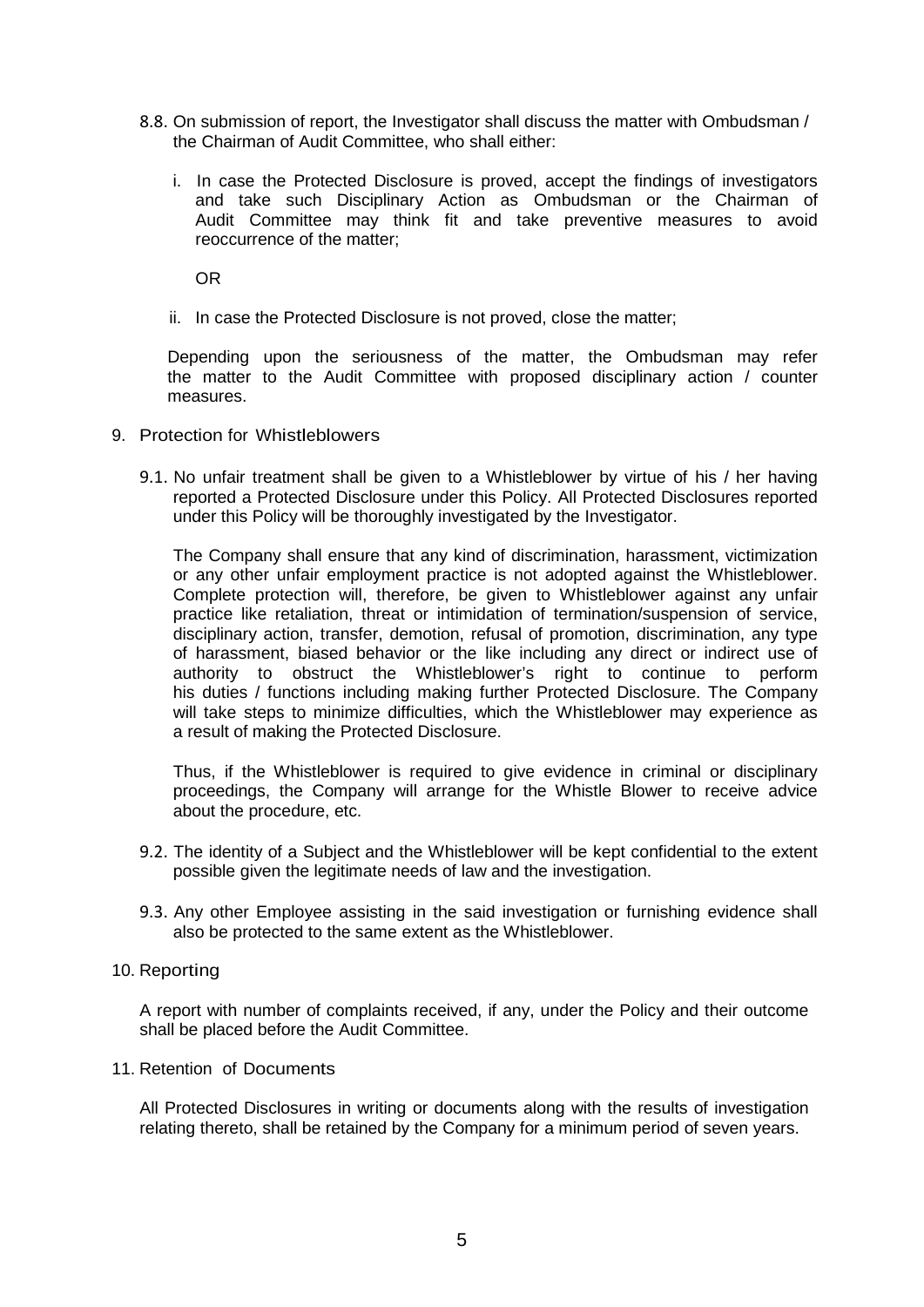8.8. On submission of report, the Investigator shall discuss the matter with Ombudsman / the Chairman of Audit Committee, who shall either:

i. In case the Protected Disclosure is proved, accept the findings of investigators and take such Disciplinary Action as Ombudsman or the Chairman of Audit Committee may think fit and take preventive measures to avoid reoccurrence of the matter;

OR

ii. In case the Protected Disclosure is not proved, close the matter;

Depending upon the seriousness of the matter, the Ombudsman may refer the matter to the Audit Committee with proposed disciplinary action / counter measures.

## 9. Protection for Whistleblowers

9.1. No unfair treatment shall be given to a Whistleblower by virtue of his / her having reported a Protected Disclosure under this Policy. All Protected Disclosures reported under this Policy will be thoroughly investigated by the Investigator.

The Company shall ensure that any kind of discrimination, harassment, victimization or any other unfair employment practice is not adopted against the Whistleblower. Complete protection will, therefore, be given to Whistleblower against any unfair practice like retaliation, threat or intimidation of termination/suspension of service, disciplinary action, transfer, demotion, refusal of promotion, discrimination, any type of harassment, biased behavior or the like including any direct or indirect use of authority to obstruct the Whistleblower's right to continue to perform his duties / functions including making further Protected Disclosure. The Company will take steps to minimize difficulties, which the Whistleblower may experience as a result of making the Protected Disclosure.

Thus, if the Whistleblower is required to give evidence in criminal or disciplinary proceedings, the Company will arrange for the Whistle Blower to receive advice about the procedure, etc.

9.2. The identity of a Subject and the Whistleblower will be kept confidential to the extent possible given the legitimate needs of law and the investigation.

9.3. Any other Employee assisting in the said investigation or furnishing evidence shall also be protected to the same extent as the Whistleblower.

## 10. Reporting

A report with number of complaints received, if any, under the Policy and their outcome shall be placed before the Audit Committee.

## 11. Retention of Documents

All Protected Disclosures in writing or documents along with the results of investigation relating thereto, shall be retained by the Company for a minimum period of seven years.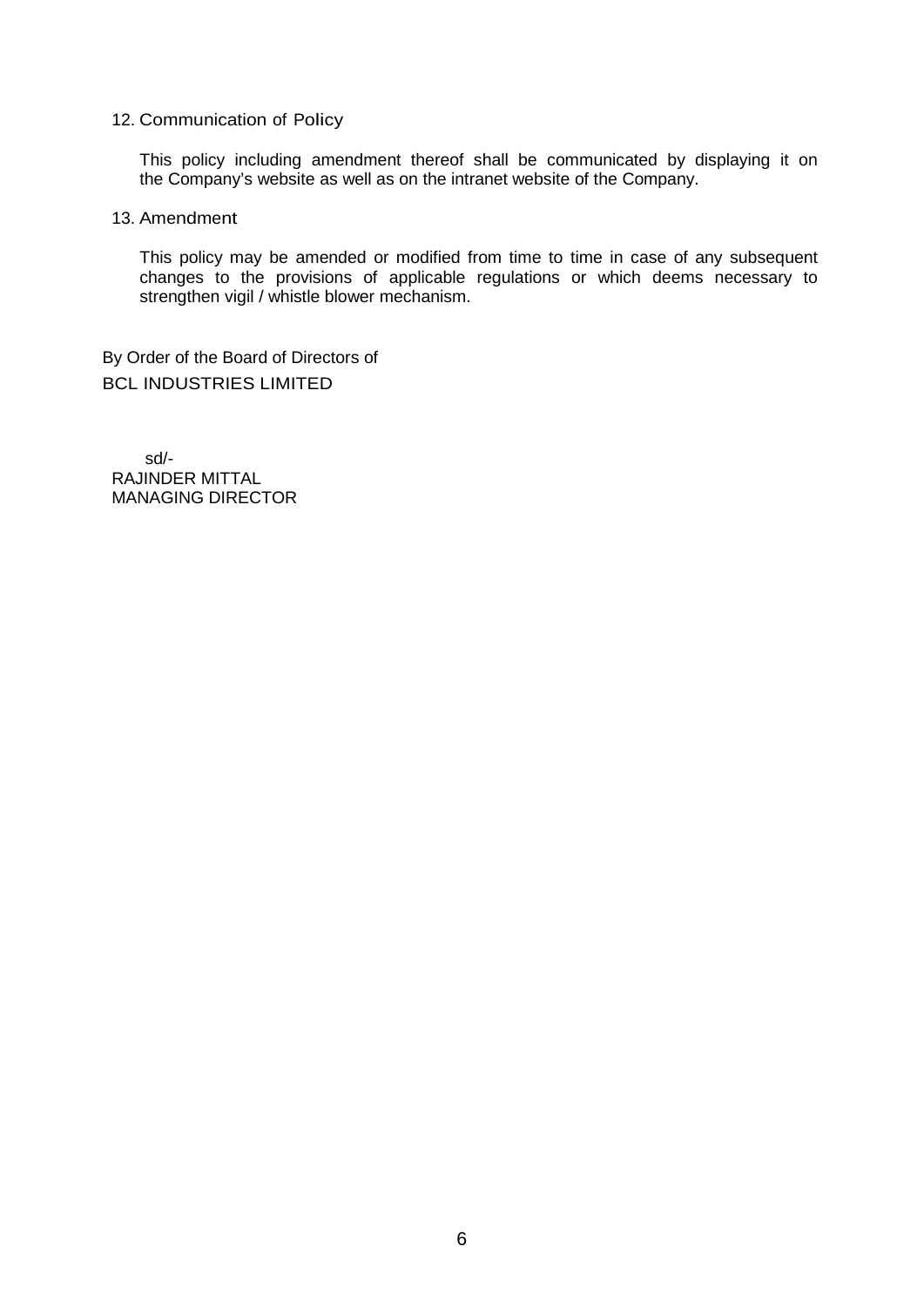## 12. Communication of Policy

This policy including amendment thereof shall be communicated by displaying it on the Company's website as well as on the intranet website of the Company.

## 13. Amendment

This policy may be amended or modified from time to time in case of any subsequent changes to the provisions of applicable regulations or which deems necessary to strengthen vigil / whistle blower mechanism.

By Order of the Board of Directors of
BCL INDUSTRIES LIMITED

sd/-
RAJINDER MITTAL
MANAGING DIRECTOR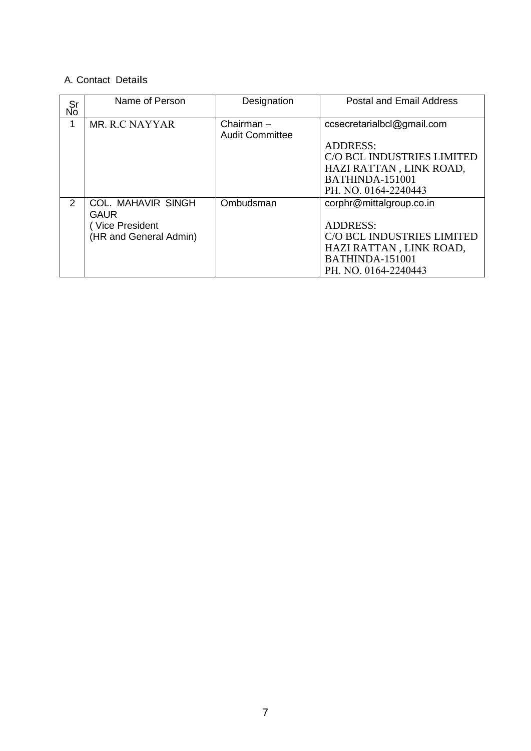A. Contact Details

| Sr No | Name of Person | Designation | Postal and Email Address |
|---|---|---|---|
| 1 | MR. R.C NAYYAR | Chairman – Audit Committee | ccsecretarialbcl@gmail.com<br><br>ADDRESS:<br>C/O BCL INDUSTRIES LIMITED<br>HAZI RATTAN , LINK ROAD,<br>BATHINDA-151001<br>PH. NO. 0164-2240443 |
| 2 | COL. MAHAVIR SINGH GAUR<br>( Vice President<br>(HR and General Admin) | Ombudsman | corphr@mittalgroup.co.in<br><br>ADDRESS:<br>C/O BCL INDUSTRIES LIMITED<br>HAZI RATTAN , LINK ROAD,<br>BATHINDA-151001<br>PH. NO. 0164-2240443 |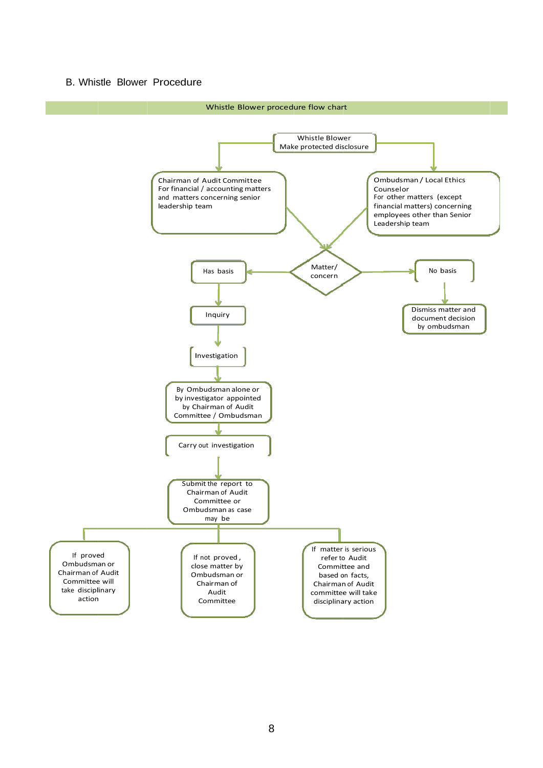## B. Whistle Blower Procedure

Whistle Blower procedure flow chart

Whistle Blower
Make protected disclosure

Chairman of Audit Committee
For financial / accounting matters and matters concerning senior leadership team

Ombudsman / Local Ethics Counselor
For other matters (except financial matters) concerning employees other than Senior Leadership team

Matter/ concern

Has basis

No basis

Dismiss matter and document decision by ombudsman

Inquiry

Investigation

By Ombudsman alone or by investigator appointed by Chairman of Audit Committee / Ombudsman

Carry out investigation

Submit the report to Chairman of Audit Committee or Ombudsman as case may be

If proved Ombudsman or Chairman of Audit Committee will take disciplinary action

If not proved, close matter by Ombudsman or Chairman of Audit Committee

If matter is serious refer to Audit Committee and based on facts, Chairman of Audit committee will take disciplinary action